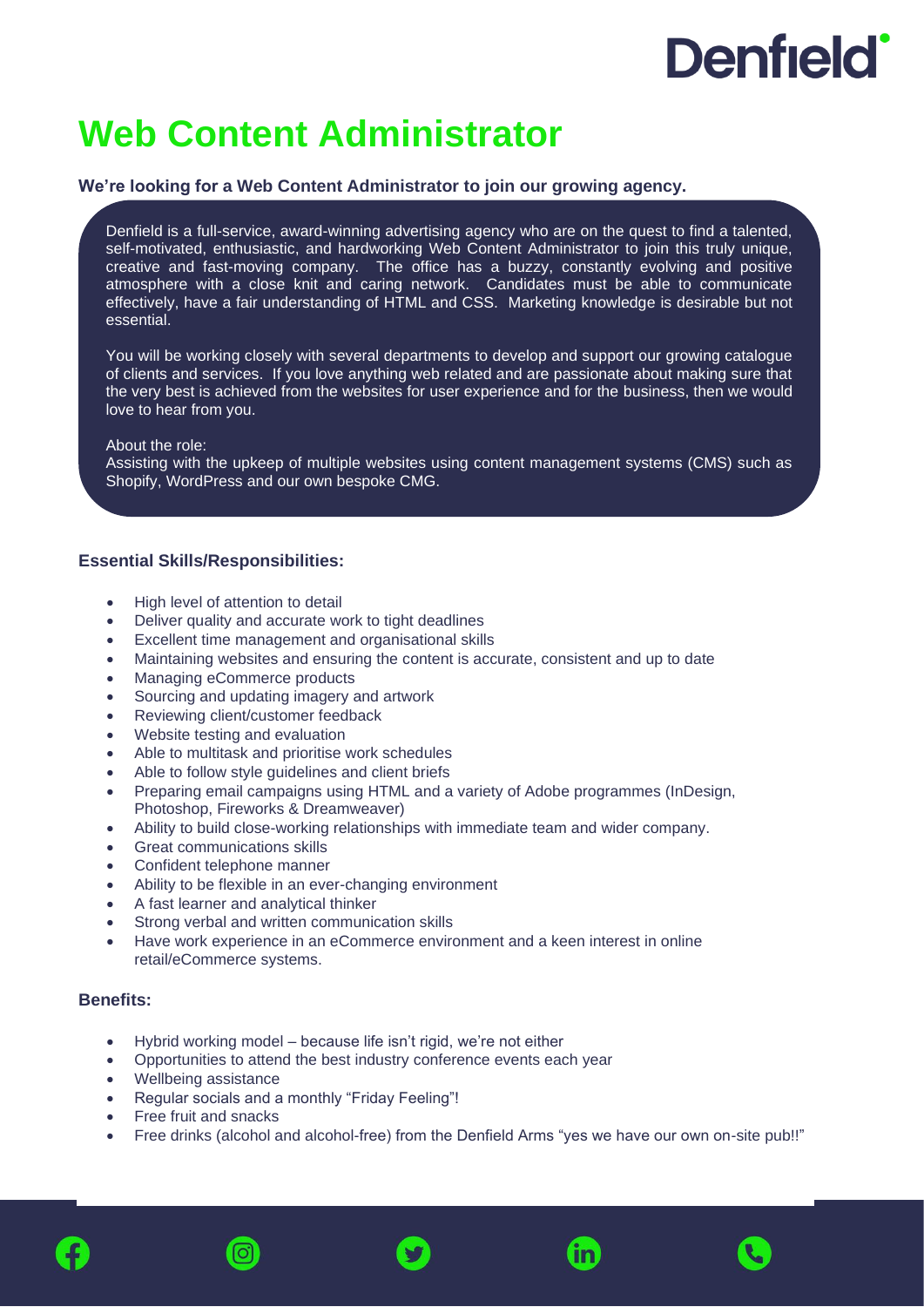Denfield

# Web Content Administrator

**We're looking for a Web Content Administrator to join our growing agency.**

Denfield is a full-service, award-winning advertising agency who are on the quest to find a talented, self-motivated, enthusiastic, and hardworking Web Content Administrator to join this truly unique, creative and fast-moving company. The office has a buzzy, constantly evolving and positive atmosphere with a close knit and caring network. Candidates must be able to communicate effectively, have a fair understanding of HTML and CSS. Marketing knowledge is desirable but not essential.

You will be working closely with several departments to develop and support our growing catalogue of clients and services. If you love anything web related and are passionate about making sure that the very best is achieved from the websites for user experience and for the business, then we would love to hear from you.

About the role:
Assisting with the upkeep of multiple websites using content management systems (CMS) such as Shopify, WordPress and our own bespoke CMG.

### Essential Skills/Responsibilities:

- High level of attention to detail
- Deliver quality and accurate work to tight deadlines
- Excellent time management and organisational skills
- Maintaining websites and ensuring the content is accurate, consistent and up to date
- Managing eCommerce products
- Sourcing and updating imagery and artwork
- Reviewing client/customer feedback
- Website testing and evaluation
- Able to multitask and prioritise work schedules
- Able to follow style guidelines and client briefs
- Preparing email campaigns using HTML and a variety of Adobe programmes (InDesign, Photoshop, Fireworks & Dreamweaver)
- Ability to build close-working relationships with immediate team and wider company.
- Great communications skills
- Confident telephone manner
- Ability to be flexible in an ever-changing environment
- A fast learner and analytical thinker
- Strong verbal and written communication skills
- Have work experience in an eCommerce environment and a keen interest in online retail/eCommerce systems.

### Benefits:

- Hybrid working model – because life isn't rigid, we're not either
- Opportunities to attend the best industry conference events each year
- Wellbeing assistance
- Regular socials and a monthly "Friday Feeling"!
- Free fruit and snacks
- Free drinks (alcohol and alcohol-free) from the Denfield Arms "yes we have our own on-site pub!!"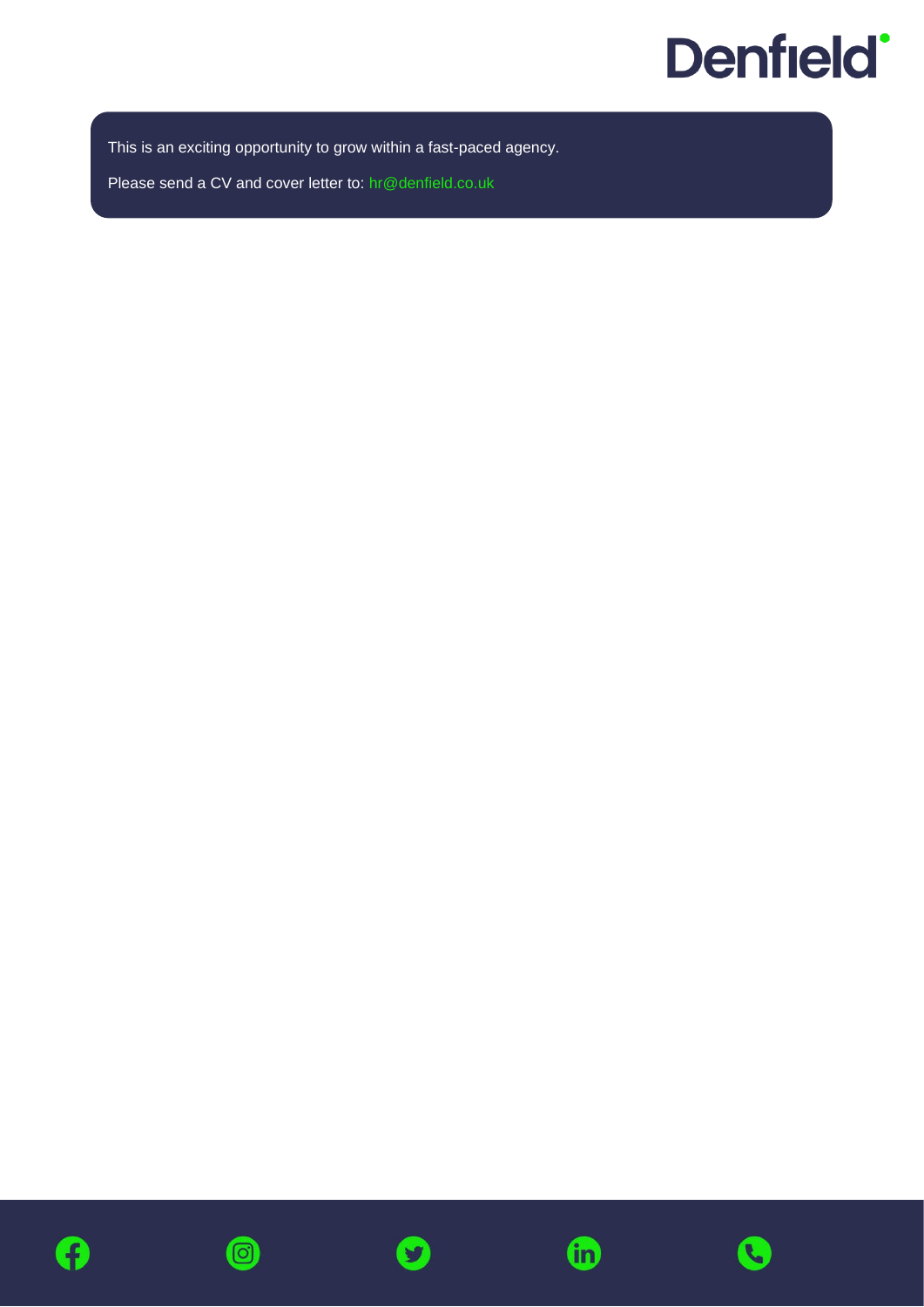This is an exciting opportunity to grow within a fast-paced agency.

Please send a CV and cover letter to: hr@denfield.co.uk